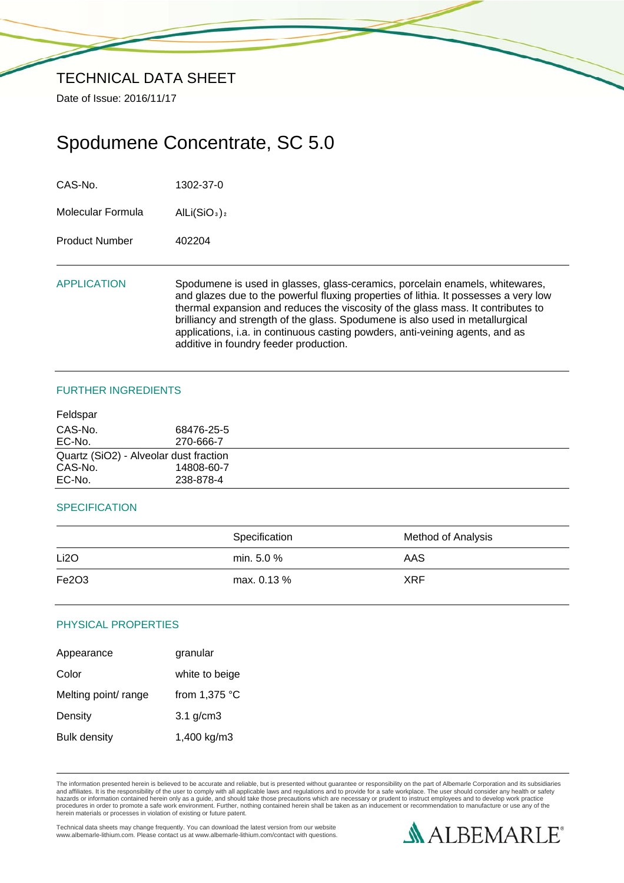# TECHNICAL DATA SHEET

Date of Issue: 2016/11/17

## Spodumene Concentrate, SC 5.0

| | |
|---|---|
| CAS-No. | 1302-37-0 |
| Molecular Formula | $AlLi(SiO_3)_2$ |
| Product Number | 402204 |

### APPLICATION

Spodumene is used in glasses, glass-ceramics, porcelain enamels, whitewares, and glazes due to the powerful fluxing properties of lithia. It possesses a very low thermal expansion and reduces the viscosity of the glass mass. It contributes to brilliancy and strength of the glass. Spodumene is also used in metallurgical applications, i.a. in continuous casting powders, anti-veining agents, and as additive in foundry feeder production.

### FURTHER INGREDIENTS

Feldspar

| | |
|---|---|
| CAS-No. | 68476-25-5 |
| EC-No. | 270-666-7 |

Quartz ($SiO_2$) - Alveolar dust fraction

| | |
|---|---|
| CAS-No. | 14808-60-7 |
| EC-No. | 238-878-4 |

### SPECIFICATION

| | Specification | Method of Analysis |
|---|---|---|
| $Li_2O$ | min. 5.0 % | AAS |
| $Fe_2O_3$ | max. 0.13 % | XRF |

### PHYSICAL PROPERTIES

| | |
|---|---|
| Appearance | granular |
| Color | white to beige |
| Melting point/ range | from 1,375 °C |
| Density | 3.1 g/cm3 |
| Bulk density | 1,400 kg/m3 |

The information presented herein is believed to be accurate and reliable, but is presented without guarantee or responsibility on the part of Albemarle Corporation and its subsidiaries and affiliates. It is the responsibility of the user to comply with all applicable laws and regulations and to provide for a safe workplace. The user should consider any health or safety hazards or information contained herein only as a guide, and should take those precautions which are necessary or prudent to instruct employees and to develop work practice procedures in order to promote a safe work environment. Further, nothing contained herein shall be taken as an inducement or recommendation to manufacture or use any of the herein materials or processes in violation of existing or future patent.

Technical data sheets may change frequently. You can download the latest version from our website www.albemarle-lithium.com. Please contact us at www.albemarle-lithium.com/contact with questions.

ALBEMARLE®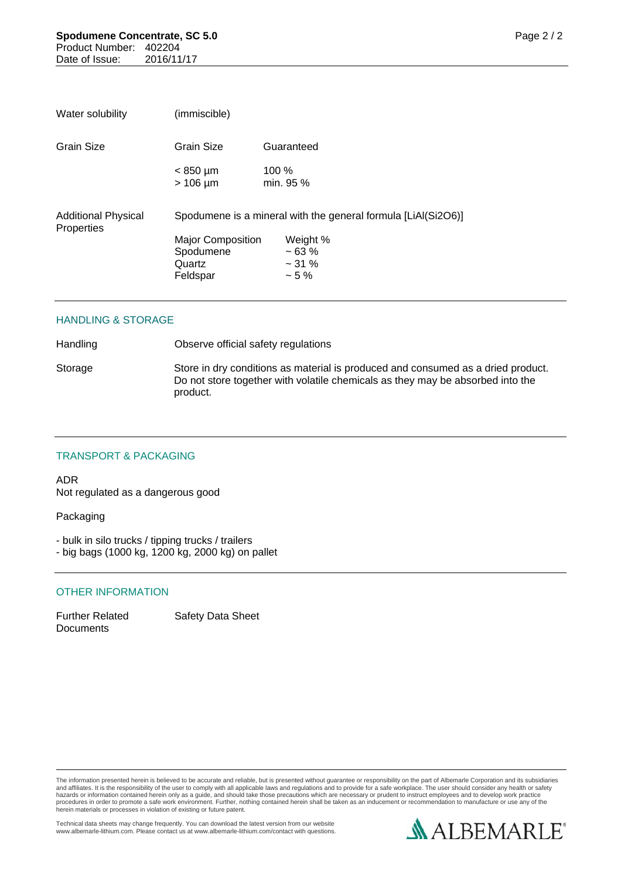| | | |
|---|---|---|
| Water solubility | (immiscible) | |
| Grain Size | Grain Size | Guaranteed |
| | < 850 µm | 100 % |
| | > 106 µm | min. 95 % |

**Additional Physical Properties**

Spodumene is a mineral with the general formula [$LiAl(Si_2O_6)$]

| Major Composition | Weight % |
|---|---|
| Spodumene | ~ 63 % |
| Quartz | ~ 31 % |
| Feldspar | ~ 5 % |

## HANDLING & STORAGE

| | |
|---|---|
| Handling | Observe official safety regulations |
| Storage | Store in dry conditions as material is produced and consumed as a dried product. Do not store together with volatile chemicals as they may be absorbed into the product. |

## TRANSPORT & PACKAGING

ADR
Not regulated as a dangerous good

Packaging

- bulk in silo trucks / tipping trucks / trailers
- big bags (1000 kg, 1200 kg, 2000 kg) on pallet

## OTHER INFORMATION

| | |
|---|---|
| Further Related Documents | Safety Data Sheet |

The information presented herein is believed to be accurate and reliable, but is presented without guarantee or responsibility on the part of Albemarle Corporation and its subsidiaries and affiliates. It is the responsibility of the user to comply with all applicable laws and regulations and to provide for a safe workplace. The user should consider any health or safety hazards or information contained herein only as a guide, and should take those precautions which are necessary or prudent to instruct employees and to develop work practice procedures in order to promote a safe work environment. Further, nothing contained herein shall be taken as an inducement or recommendation to manufacture or use any of the herein materials or processes in violation of existing or future patent.

Technical data sheets may change frequently. You can download the latest version from our website www.albemarle-lithium.com. Please contact us at www.albemarle-lithium.com/contact with questions.

ALBEMARLE®